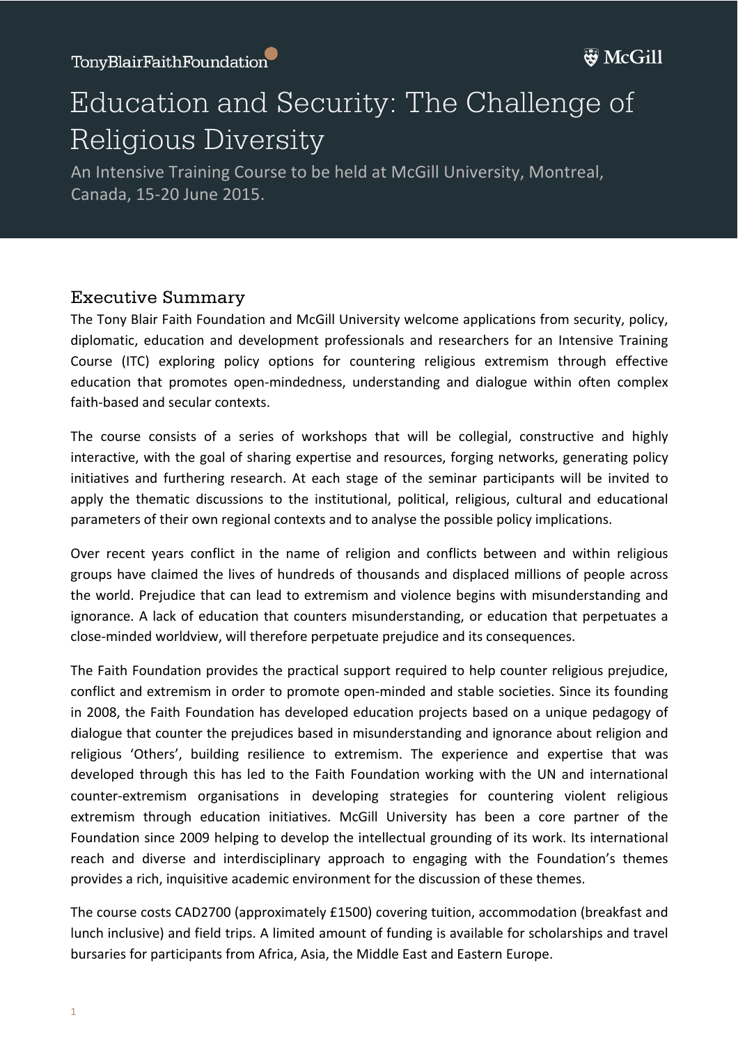TonyBlairFaithFoundation

McGill

# Education and Security: The Challenge of Religious Diversity

An Intensive Training Course to be held at McGill University, Montreal, Canada, 15-20 June 2015.

## Executive Summary

The Tony Blair Faith Foundation and McGill University welcome applications from security, policy, diplomatic, education and development professionals and researchers for an Intensive Training Course (ITC) exploring policy options for countering religious extremism through effective education that promotes open-mindedness, understanding and dialogue within often complex faith-based and secular contexts.

The course consists of a series of workshops that will be collegial, constructive and highly interactive, with the goal of sharing expertise and resources, forging networks, generating policy initiatives and furthering research. At each stage of the seminar participants will be invited to apply the thematic discussions to the institutional, political, religious, cultural and educational parameters of their own regional contexts and to analyse the possible policy implications.

Over recent years conflict in the name of religion and conflicts between and within religious groups have claimed the lives of hundreds of thousands and displaced millions of people across the world. Prejudice that can lead to extremism and violence begins with misunderstanding and ignorance. A lack of education that counters misunderstanding, or education that perpetuates a close-minded worldview, will therefore perpetuate prejudice and its consequences.

The Faith Foundation provides the practical support required to help counter religious prejudice, conflict and extremism in order to promote open-minded and stable societies. Since its founding in 2008, the Faith Foundation has developed education projects based on a unique pedagogy of dialogue that counter the prejudices based in misunderstanding and ignorance about religion and religious 'Others', building resilience to extremism. The experience and expertise that was developed through this has led to the Faith Foundation working with the UN and international counter-extremism organisations in developing strategies for countering violent religious extremism through education initiatives. McGill University has been a core partner of the Foundation since 2009 helping to develop the intellectual grounding of its work. Its international reach and diverse and interdisciplinary approach to engaging with the Foundation's themes provides a rich, inquisitive academic environment for the discussion of these themes.

The course costs CAD2700 (approximately £1500) covering tuition, accommodation (breakfast and lunch inclusive) and field trips. A limited amount of funding is available for scholarships and travel bursaries for participants from Africa, Asia, the Middle East and Eastern Europe.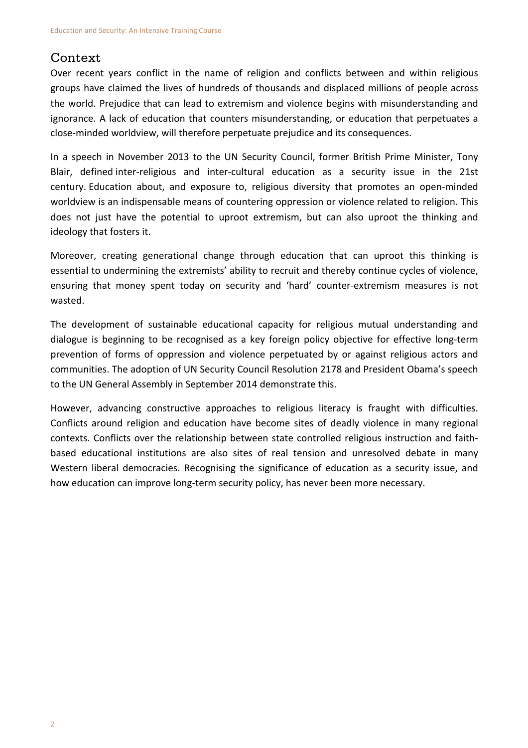## Context

Over recent years conflict in the name of religion and conflicts between and within religious groups have claimed the lives of hundreds of thousands and displaced millions of people across the world. Prejudice that can lead to extremism and violence begins with misunderstanding and ignorance. A lack of education that counters misunderstanding, or education that perpetuates a close-minded worldview, will therefore perpetuate prejudice and its consequences.

In a speech in November 2013 to the UN Security Council, former British Prime Minister, Tony Blair, defined inter-religious and inter-cultural education as a security issue in the 21st century. Education about, and exposure to, religious diversity that promotes an open-minded worldview is an indispensable means of countering oppression or violence related to religion. This does not just have the potential to uproot extremism, but can also uproot the thinking and ideology that fosters it.

Moreover, creating generational change through education that can uproot this thinking is essential to undermining the extremists' ability to recruit and thereby continue cycles of violence, ensuring that money spent today on security and 'hard' counter-extremism measures is not wasted.

The development of sustainable educational capacity for religious mutual understanding and dialogue is beginning to be recognised as a key foreign policy objective for effective long-term prevention of forms of oppression and violence perpetuated by or against religious actors and communities. The adoption of UN Security Council Resolution 2178 and President Obama's speech to the UN General Assembly in September 2014 demonstrate this.

However, advancing constructive approaches to religious literacy is fraught with difficulties. Conflicts around religion and education have become sites of deadly violence in many regional contexts. Conflicts over the relationship between state controlled religious instruction and faith-based educational institutions are also sites of real tension and unresolved debate in many Western liberal democracies. Recognising the significance of education as a security issue, and how education can improve long-term security policy, has never been more necessary.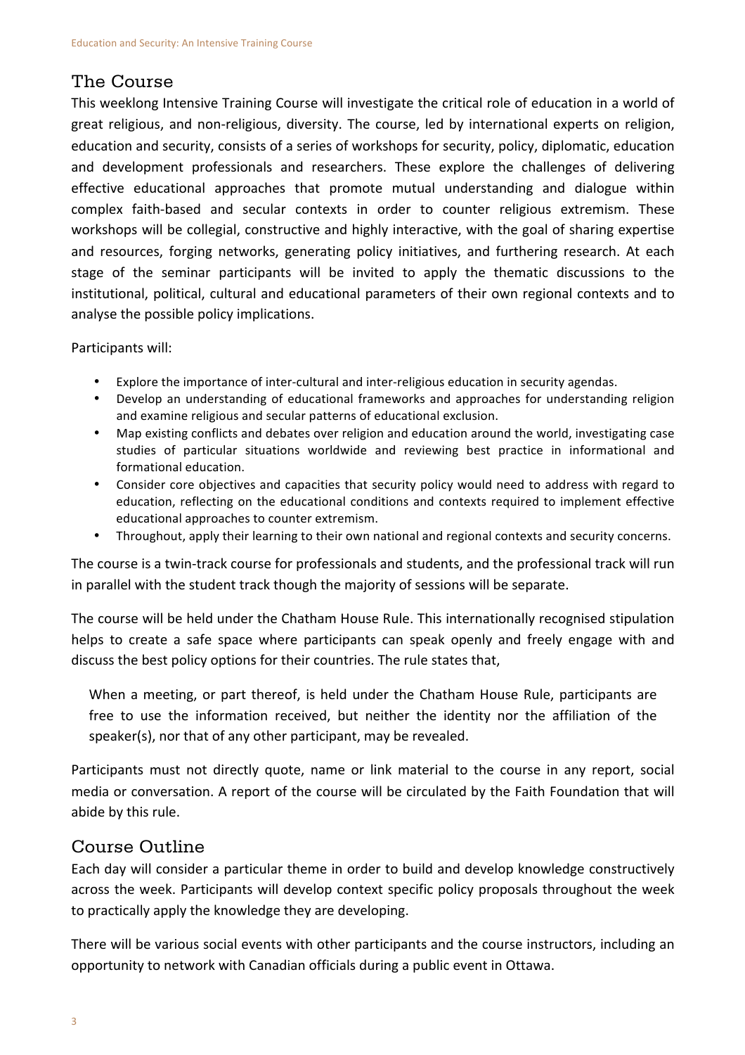## The Course

This weeklong Intensive Training Course will investigate the critical role of education in a world of great religious, and non-religious, diversity. The course, led by international experts on religion, education and security, consists of a series of workshops for security, policy, diplomatic, education and development professionals and researchers. These explore the challenges of delivering effective educational approaches that promote mutual understanding and dialogue within complex faith-based and secular contexts in order to counter religious extremism. These workshops will be collegial, constructive and highly interactive, with the goal of sharing expertise and resources, forging networks, generating policy initiatives, and furthering research. At each stage of the seminar participants will be invited to apply the thematic discussions to the institutional, political, cultural and educational parameters of their own regional contexts and to analyse the possible policy implications.

Participants will:

- Explore the importance of inter-cultural and inter-religious education in security agendas.
- Develop an understanding of educational frameworks and approaches for understanding religion and examine religious and secular patterns of educational exclusion.
- Map existing conflicts and debates over religion and education around the world, investigating case studies of particular situations worldwide and reviewing best practice in informational and formational education.
- Consider core objectives and capacities that security policy would need to address with regard to education, reflecting on the educational conditions and contexts required to implement effective educational approaches to counter extremism.
- Throughout, apply their learning to their own national and regional contexts and security concerns.

The course is a twin-track course for professionals and students, and the professional track will run in parallel with the student track though the majority of sessions will be separate.

The course will be held under the Chatham House Rule. This internationally recognised stipulation helps to create a safe space where participants can speak openly and freely engage with and discuss the best policy options for their countries. The rule states that,

> When a meeting, or part thereof, is held under the Chatham House Rule, participants are free to use the information received, but neither the identity nor the affiliation of the speaker(s), nor that of any other participant, may be revealed.

Participants must not directly quote, name or link material to the course in any report, social media or conversation. A report of the course will be circulated by the Faith Foundation that will abide by this rule.

## Course Outline

Each day will consider a particular theme in order to build and develop knowledge constructively across the week. Participants will develop context specific policy proposals throughout the week to practically apply the knowledge they are developing.

There will be various social events with other participants and the course instructors, including an opportunity to network with Canadian officials during a public event in Ottawa.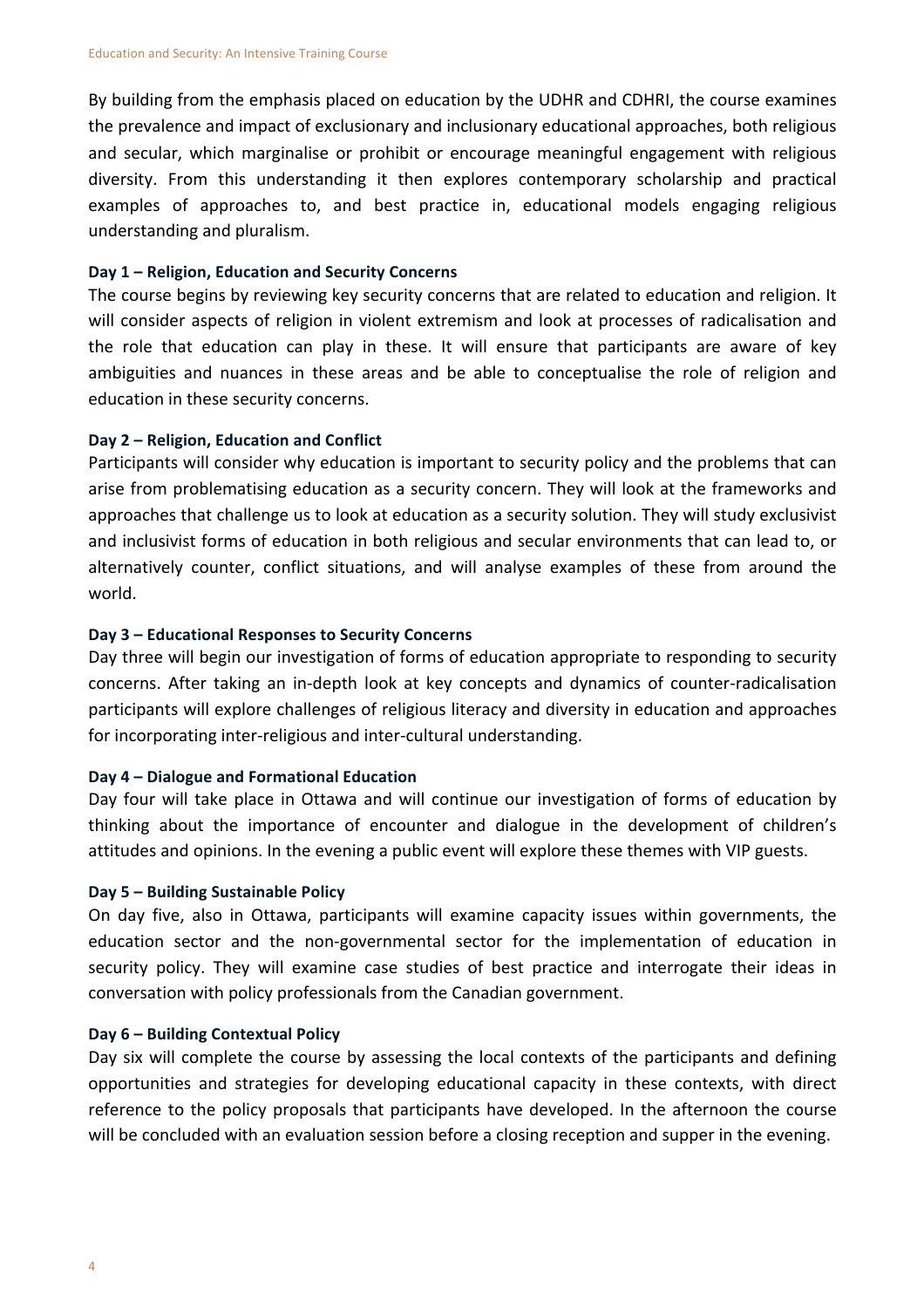By building from the emphasis placed on education by the UDHR and CDHRI, the course examines the prevalence and impact of exclusionary and inclusionary educational approaches, both religious and secular, which marginalise or prohibit or encourage meaningful engagement with religious diversity. From this understanding it then explores contemporary scholarship and practical examples of approaches to, and best practice in, educational models engaging religious understanding and pluralism.

**Day 1 – Religion, Education and Security Concerns**

The course begins by reviewing key security concerns that are related to education and religion. It will consider aspects of religion in violent extremism and look at processes of radicalisation and the role that education can play in these. It will ensure that participants are aware of key ambiguities and nuances in these areas and be able to conceptualise the role of religion and education in these security concerns.

**Day 2 – Religion, Education and Conflict**

Participants will consider why education is important to security policy and the problems that can arise from problematising education as a security concern. They will look at the frameworks and approaches that challenge us to look at education as a security solution. They will study exclusivist and inclusivist forms of education in both religious and secular environments that can lead to, or alternatively counter, conflict situations, and will analyse examples of these from around the world.

**Day 3 – Educational Responses to Security Concerns**

Day three will begin our investigation of forms of education appropriate to responding to security concerns. After taking an in-depth look at key concepts and dynamics of counter-radicalisation participants will explore challenges of religious literacy and diversity in education and approaches for incorporating inter-religious and inter-cultural understanding.

**Day 4 – Dialogue and Formational Education**

Day four will take place in Ottawa and will continue our investigation of forms of education by thinking about the importance of encounter and dialogue in the development of children's attitudes and opinions. In the evening a public event will explore these themes with VIP guests.

**Day 5 – Building Sustainable Policy**

On day five, also in Ottawa, participants will examine capacity issues within governments, the education sector and the non-governmental sector for the implementation of education in security policy. They will examine case studies of best practice and interrogate their ideas in conversation with policy professionals from the Canadian government.

**Day 6 – Building Contextual Policy**

Day six will complete the course by assessing the local contexts of the participants and defining opportunities and strategies for developing educational capacity in these contexts, with direct reference to the policy proposals that participants have developed. In the afternoon the course will be concluded with an evaluation session before a closing reception and supper in the evening.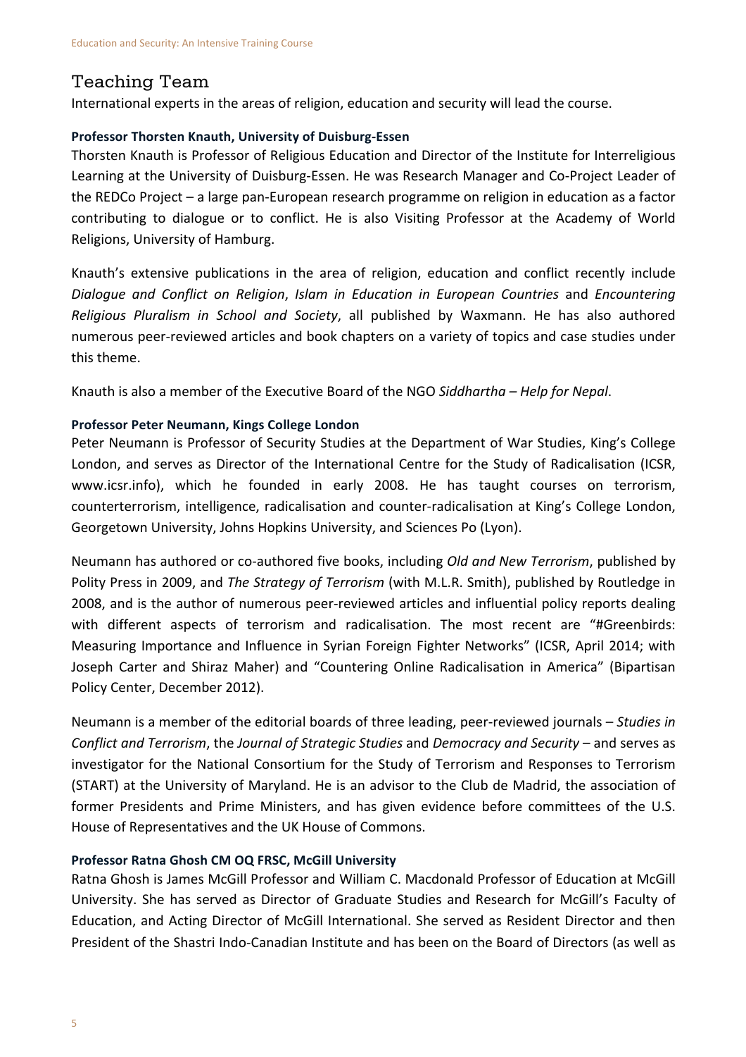## Teaching Team

International experts in the areas of religion, education and security will lead the course.

**Professor Thorsten Knauth, University of Duisburg-Essen**

Thorsten Knauth is Professor of Religious Education and Director of the Institute for Interreligious Learning at the University of Duisburg-Essen. He was Research Manager and Co-Project Leader of the REDCo Project – a large pan-European research programme on religion in education as a factor contributing to dialogue or to conflict. He is also Visiting Professor at the Academy of World Religions, University of Hamburg.

Knauth's extensive publications in the area of religion, education and conflict recently include *Dialogue and Conflict on Religion*, *Islam in Education in European Countries* and *Encountering Religious Pluralism in School and Society*, all published by Waxmann. He has also authored numerous peer-reviewed articles and book chapters on a variety of topics and case studies under this theme.

Knauth is also a member of the Executive Board of the NGO *Siddhartha – Help for Nepal*.

**Professor Peter Neumann, Kings College London**

Peter Neumann is Professor of Security Studies at the Department of War Studies, King's College London, and serves as Director of the International Centre for the Study of Radicalisation (ICSR, www.icsr.info), which he founded in early 2008. He has taught courses on terrorism, counterterrorism, intelligence, radicalisation and counter-radicalisation at King's College London, Georgetown University, Johns Hopkins University, and Sciences Po (Lyon).

Neumann has authored or co-authored five books, including *Old and New Terrorism*, published by Polity Press in 2009, and *The Strategy of Terrorism* (with M.L.R. Smith), published by Routledge in 2008, and is the author of numerous peer-reviewed articles and influential policy reports dealing with different aspects of terrorism and radicalisation. The most recent are "#Greenbirds: Measuring Importance and Influence in Syrian Foreign Fighter Networks" (ICSR, April 2014; with Joseph Carter and Shiraz Maher) and "Countering Online Radicalisation in America" (Bipartisan Policy Center, December 2012).

Neumann is a member of the editorial boards of three leading, peer-reviewed journals – *Studies in Conflict and Terrorism*, the *Journal of Strategic Studies* and *Democracy and Security* – and serves as investigator for the National Consortium for the Study of Terrorism and Responses to Terrorism (START) at the University of Maryland. He is an advisor to the Club de Madrid, the association of former Presidents and Prime Ministers, and has given evidence before committees of the U.S. House of Representatives and the UK House of Commons.

**Professor Ratna Ghosh CM OQ FRSC, McGill University**

Ratna Ghosh is James McGill Professor and William C. Macdonald Professor of Education at McGill University. She has served as Director of Graduate Studies and Research for McGill's Faculty of Education, and Acting Director of McGill International. She served as Resident Director and then President of the Shastri Indo-Canadian Institute and has been on the Board of Directors (as well as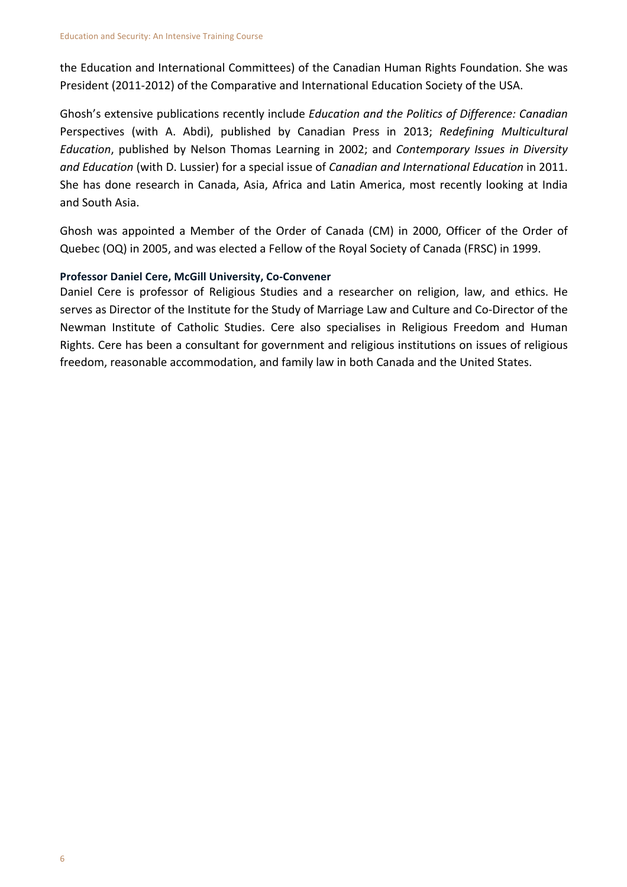the Education and International Committees) of the Canadian Human Rights Foundation. She was President (2011-2012) of the Comparative and International Education Society of the USA.

Ghosh's extensive publications recently include *Education and the Politics of Difference: Canadian* Perspectives (with A. Abdi), published by Canadian Press in 2013; *Redefining Multicultural Education*, published by Nelson Thomas Learning in 2002; and *Contemporary Issues in Diversity and Education* (with D. Lussier) for a special issue of *Canadian and International Education* in 2011. She has done research in Canada, Asia, Africa and Latin America, most recently looking at India and South Asia.

Ghosh was appointed a Member of the Order of Canada (CM) in 2000, Officer of the Order of Quebec (OQ) in 2005, and was elected a Fellow of the Royal Society of Canada (FRSC) in 1999.

**Professor Daniel Cere, McGill University, Co-Convener**

Daniel Cere is professor of Religious Studies and a researcher on religion, law, and ethics. He serves as Director of the Institute for the Study of Marriage Law and Culture and Co-Director of the Newman Institute of Catholic Studies. Cere also specialises in Religious Freedom and Human Rights. Cere has been a consultant for government and religious institutions on issues of religious freedom, reasonable accommodation, and family law in both Canada and the United States.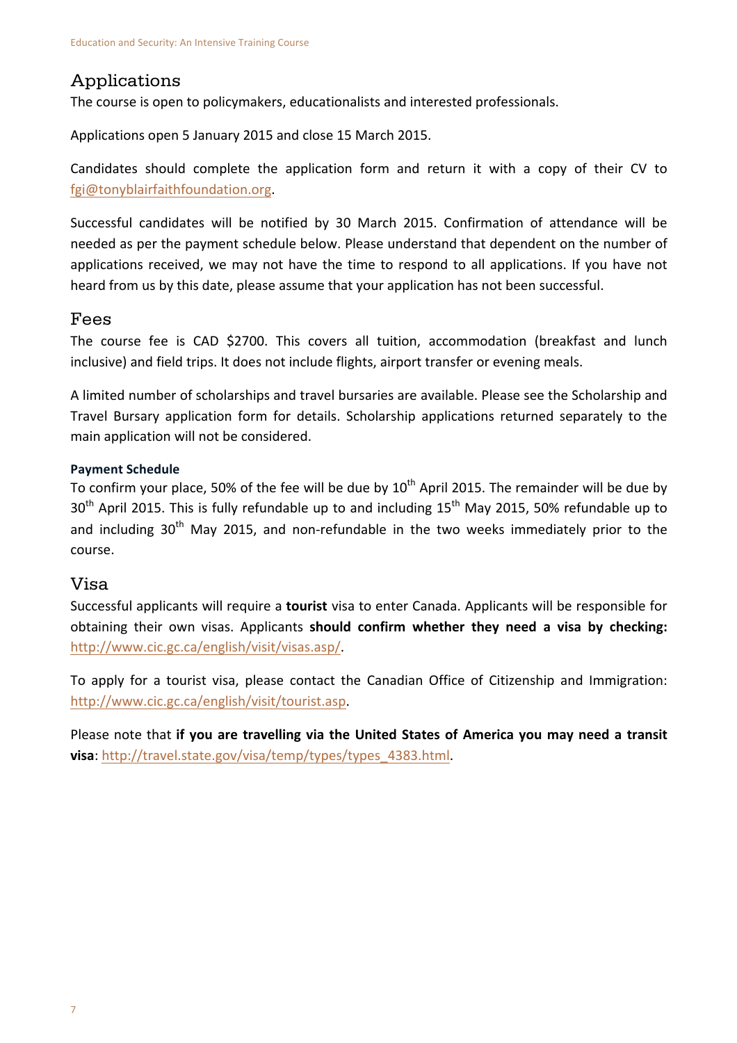## Applications

The course is open to policymakers, educationalists and interested professionals.

Applications open 5 January 2015 and close 15 March 2015.

Candidates should complete the application form and return it with a copy of their CV to fgi@tonyblairfaithfoundation.org.

Successful candidates will be notified by 30 March 2015. Confirmation of attendance will be needed as per the payment schedule below. Please understand that dependent on the number of applications received, we may not have the time to respond to all applications. If you have not heard from us by this date, please assume that your application has not been successful.

## Fees

The course fee is CAD $2700. This covers all tuition, accommodation (breakfast and lunch inclusive) and field trips. It does not include flights, airport transfer or evening meals.

A limited number of scholarships and travel bursaries are available. Please see the Scholarship and Travel Bursary application form for details. Scholarship applications returned separately to the main application will not be considered.

### Payment Schedule

To confirm your place, 50% of the fee will be due by 10th April 2015. The remainder will be due by 30th April 2015. This is fully refundable up to and including 15th May 2015, 50% refundable up to and including 30th May 2015, and non-refundable in the two weeks immediately prior to the course.

## Visa

Successful applicants will require a **tourist** visa to enter Canada. Applicants will be responsible for obtaining their own visas. Applicants **should confirm whether they need a visa by checking:** http://www.cic.gc.ca/english/visit/visas.asp/.

To apply for a tourist visa, please contact the Canadian Office of Citizenship and Immigration: http://www.cic.gc.ca/english/visit/tourist.asp.

Please note that **if you are travelling via the United States of America you may need a transit visa**: http://travel.state.gov/visa/temp/types/types_4383.html.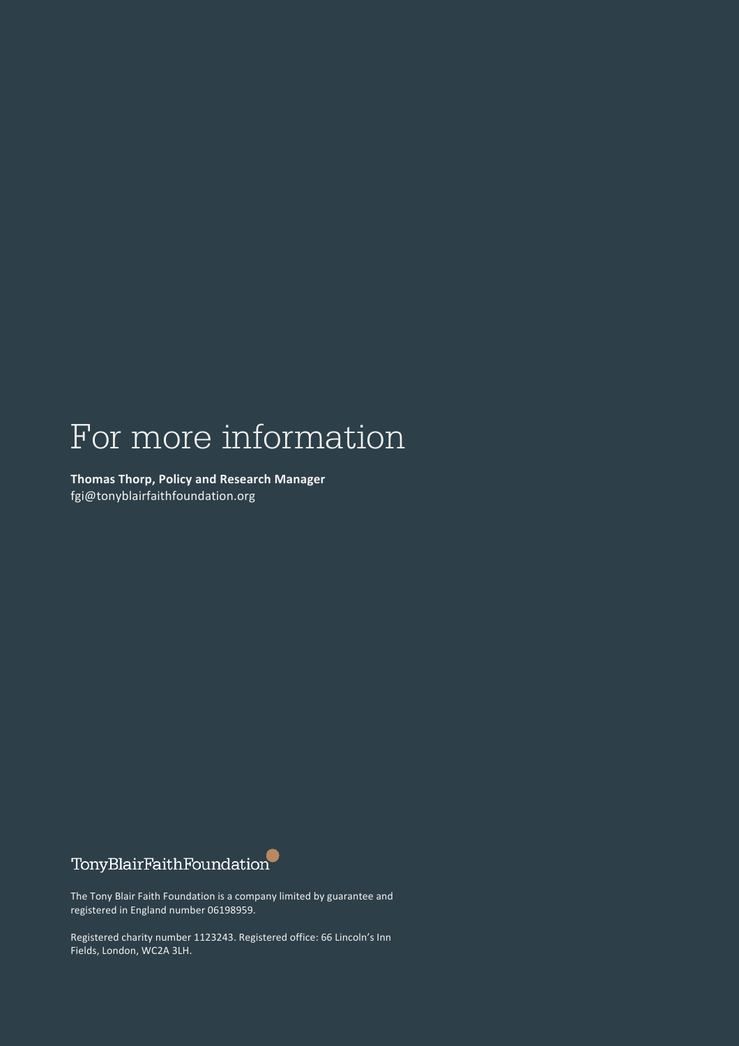# For more information

**Thomas Thorp, Policy and Research Manager**
fgi@tonyblairfaithfoundation.org

TonyBlairFaithFoundation

The Tony Blair Faith Foundation is a company limited by guarantee and registered in England number 06198959.

Registered charity number 1123243. Registered office: 66 Lincoln's Inn Fields, London, WC2A 3LH.